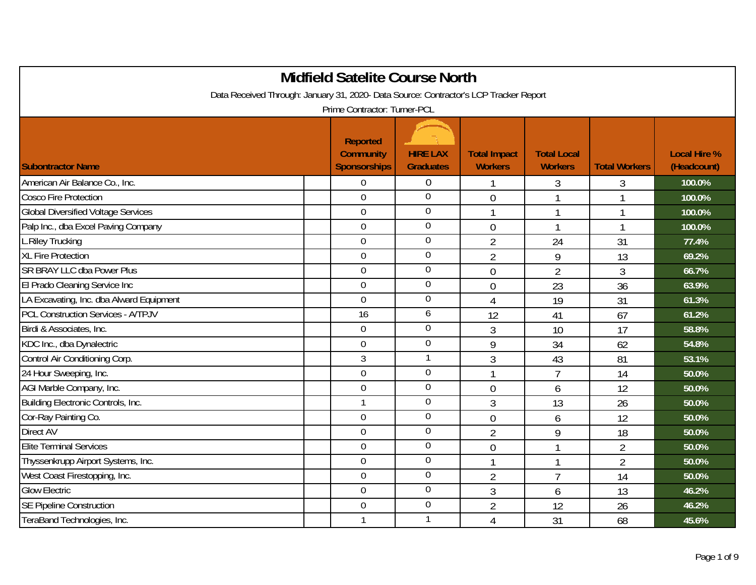# Midfield Satelite Course North

Data Received Through: January 31, 2020- Data Source: Contractor's LCP Tracker Report

Prime Contractor: Turner-PCL

| Subontractor Name | Reported Community Sponsorships | HIRE LAX Graduates | Total Impact Workers | Total Local Workers | Total Workers | Local Hire % (Headcount) |
|---|---|---|---|---|---|---|
| American Air Balance Co., Inc. | 0 | 0 | 1 | 3 | 3 | 100.0% |
| Cosco Fire Protection | 0 | 0 | 0 | 1 | 1 | 100.0% |
| Global Diversified Voltage Services | 0 | 0 | 1 | 1 | 1 | 100.0% |
| Palp Inc., dba Excel Paving Company | 0 | 0 | 0 | 1 | 1 | 100.0% |
| L.Riley Trucking | 0 | 0 | 2 | 24 | 31 | 77.4% |
| XL Fire Protection | 0 | 0 | 2 | 9 | 13 | 69.2% |
| SR BRAY LLC dba Power Plus | 0 | 0 | 0 | 2 | 3 | 66.7% |
| El Prado Cleaning Service Inc | 0 | 0 | 0 | 23 | 36 | 63.9% |
| LA Excavating, Inc. dba Alward Equipment | 0 | 0 | 4 | 19 | 31 | 61.3% |
| PCL Construction Services - A/TPJV | 16 | 6 | 12 | 41 | 67 | 61.2% |
| Birdi & Associates, Inc. | 0 | 0 | 3 | 10 | 17 | 58.8% |
| KDC Inc., dba Dynalectric | 0 | 0 | 9 | 34 | 62 | 54.8% |
| Control Air Conditioning Corp. | 3 | 1 | 3 | 43 | 81 | 53.1% |
| 24 Hour Sweeping, Inc. | 0 | 0 | 1 | 7 | 14 | 50.0% |
| AGI Marble Company, Inc. | 0 | 0 | 0 | 6 | 12 | 50.0% |
| Building Electronic Controls, Inc. | 1 | 0 | 3 | 13 | 26 | 50.0% |
| Cor-Ray Painting Co. | 0 | 0 | 0 | 6 | 12 | 50.0% |
| Direct AV | 0 | 0 | 2 | 9 | 18 | 50.0% |
| Elite Terminal Services | 0 | 0 | 0 | 1 | 2 | 50.0% |
| Thyssenkrupp Airport Systems, Inc. | 0 | 0 | 1 | 1 | 2 | 50.0% |
| West Coast Firestopping, Inc. | 0 | 0 | 2 | 7 | 14 | 50.0% |
| Glow Electric | 0 | 0 | 3 | 6 | 13 | 46.2% |
| SE Pipeline Construction | 0 | 0 | 2 | 12 | 26 | 46.2% |
| TeraBand Technologies, Inc. | 1 | 1 | 4 | 31 | 68 | 45.6% |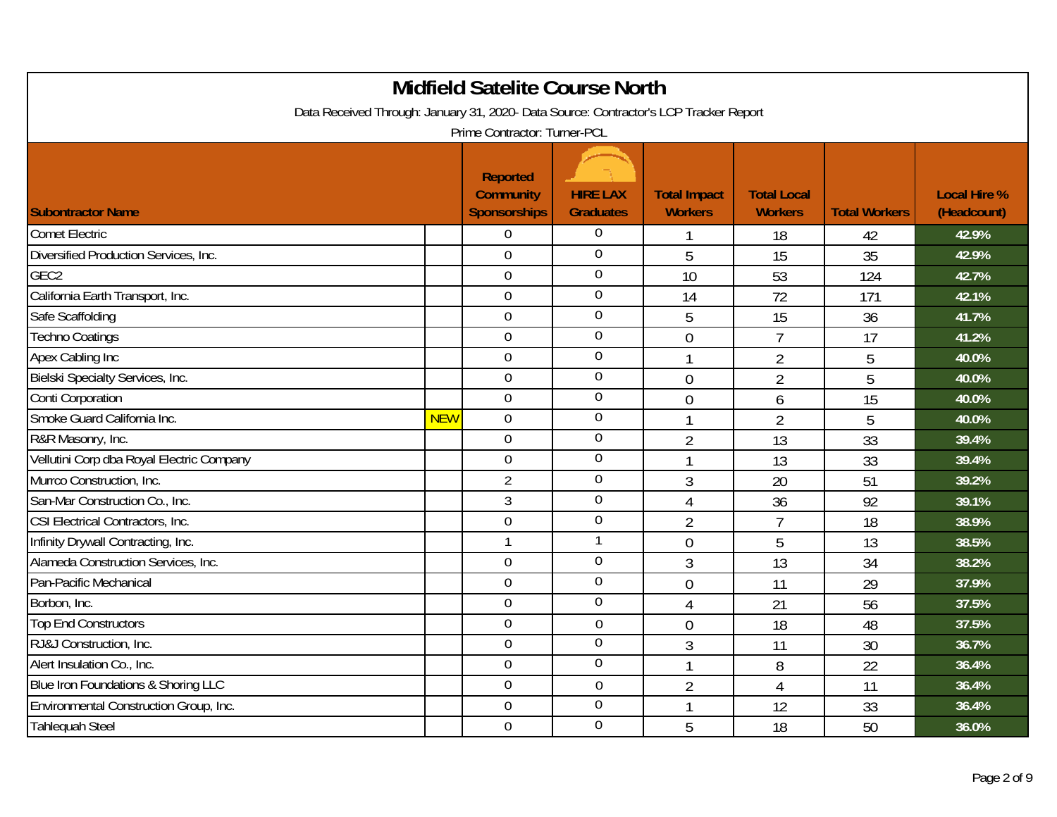# Midfield Satelite Course North

Data Received Through: January 31, 2020- Data Source: Contractor's LCP Tracker Report

Prime Contractor: Turner-PCL

| Subontractor Name | | Reported Community Sponsorships | HIRE LAX Graduates | Total Impact Workers | Total Local Workers | Total Workers | Local Hire % (Headcount) |
|---|---|---|---|---|---|---|---|
| Comet Electric | | 0 | 0 | 1 | 18 | 42 | 42.9% |
| Diversified Production Services, Inc. | | 0 | 0 | 5 | 15 | 35 | 42.9% |
| GEC2 | | 0 | 0 | 10 | 53 | 124 | 42.7% |
| California Earth Transport, Inc. | | 0 | 0 | 14 | 72 | 171 | 42.1% |
| Safe Scaffolding | | 0 | 0 | 5 | 15 | 36 | 41.7% |
| Techno Coatings | | 0 | 0 | 0 | 7 | 17 | 41.2% |
| Apex Cabling Inc | | 0 | 0 | 1 | 2 | 5 | 40.0% |
| Bielski Specialty Services, Inc. | | 0 | 0 | 0 | 2 | 5 | 40.0% |
| Conti Corporation | | 0 | 0 | 0 | 6 | 15 | 40.0% |
| Smoke Guard California Inc. | NEW | 0 | 0 | 1 | 2 | 5 | 40.0% |
| R&R Masonry, Inc. | | 0 | 0 | 2 | 13 | 33 | 39.4% |
| Vellutini Corp dba Royal Electric Company | | 0 | 0 | 1 | 13 | 33 | 39.4% |
| Murrco Construction, Inc. | | 2 | 0 | 3 | 20 | 51 | 39.2% |
| San-Mar Construction Co., Inc. | | 3 | 0 | 4 | 36 | 92 | 39.1% |
| CSI Electrical Contractors, Inc. | | 0 | 0 | 2 | 7 | 18 | 38.9% |
| Infinity Drywall Contracting, Inc. | | 1 | 1 | 0 | 5 | 13 | 38.5% |
| Alameda Construction Services, Inc. | | 0 | 0 | 3 | 13 | 34 | 38.2% |
| Pan-Pacific Mechanical | | 0 | 0 | 0 | 11 | 29 | 37.9% |
| Borbon, Inc. | | 0 | 0 | 4 | 21 | 56 | 37.5% |
| Top End Constructors | | 0 | 0 | 0 | 18 | 48 | 37.5% |
| RJ&J Construction, Inc. | | 0 | 0 | 3 | 11 | 30 | 36.7% |
| Alert Insulation Co., Inc. | | 0 | 0 | 1 | 8 | 22 | 36.4% |
| Blue Iron Foundations & Shoring LLC | | 0 | 0 | 2 | 4 | 11 | 36.4% |
| Environmental Construction Group, Inc. | | 0 | 0 | 1 | 12 | 33 | 36.4% |
| Tahlequah Steel | | 0 | 0 | 5 | 18 | 50 | 36.0% |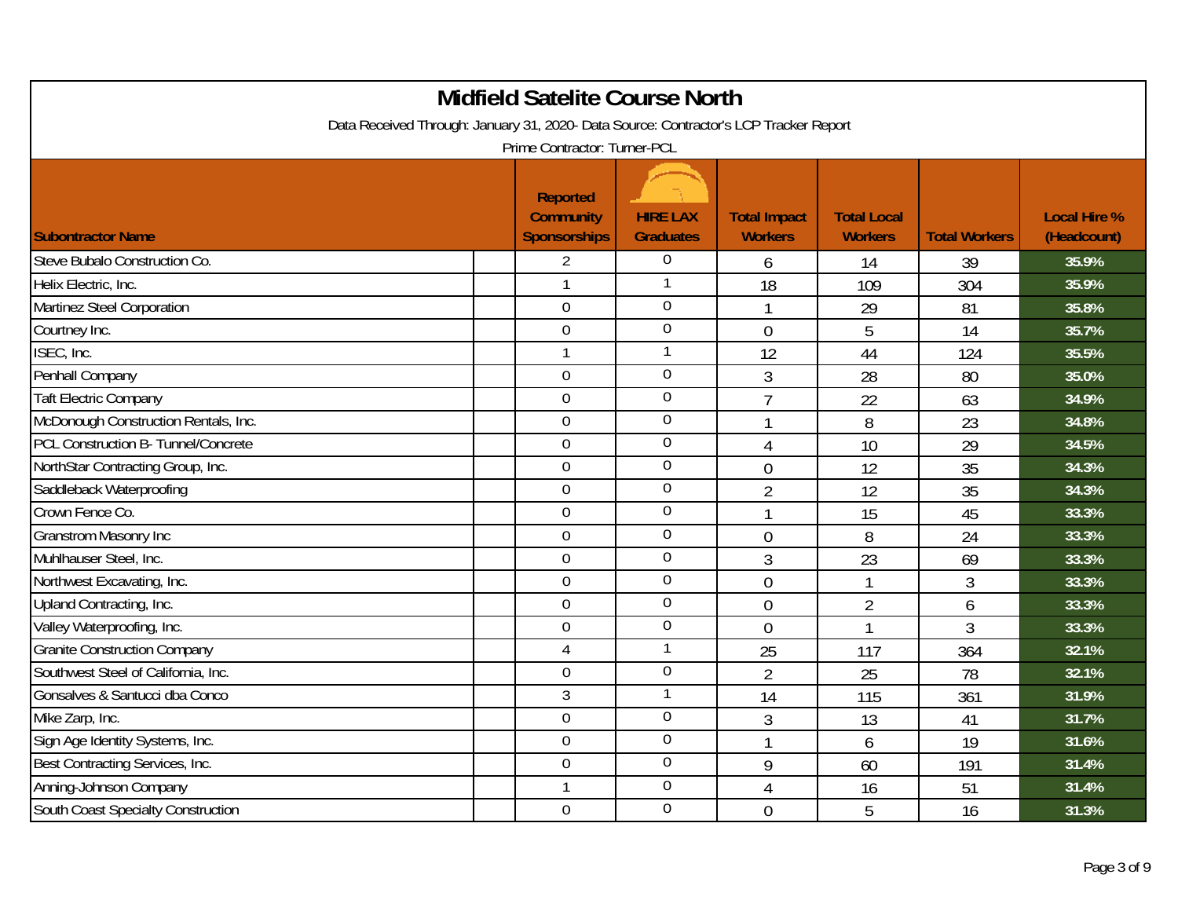# Midfield Satelite Course North

Data Received Through: January 31, 2020- Data Source: Contractor's LCP Tracker Report

Prime Contractor: Turner-PCL

| Subontractor Name | Reported Community Sponsorships | HIRE LAX Graduates | Total Impact Workers | Total Local Workers | Total Workers | Local Hire % (Headcount) |
|---|---|---|---|---|---|---|
| Steve Bubalo Construction Co. | 2 | 0 | 6 | 14 | 39 | 35.9% |
| Helix Electric, Inc. | 1 | 1 | 18 | 109 | 304 | 35.9% |
| Martinez Steel Corporation | 0 | 0 | 1 | 29 | 81 | 35.8% |
| Courtney Inc. | 0 | 0 | 0 | 5 | 14 | 35.7% |
| ISEC, Inc. | 1 | 1 | 12 | 44 | 124 | 35.5% |
| Penhall Company | 0 | 0 | 3 | 28 | 80 | 35.0% |
| Taft Electric Company | 0 | 0 | 7 | 22 | 63 | 34.9% |
| McDonough Construction Rentals, Inc. | 0 | 0 | 1 | 8 | 23 | 34.8% |
| PCL Construction B- Tunnel/Concrete | 0 | 0 | 4 | 10 | 29 | 34.5% |
| NorthStar Contracting Group, Inc. | 0 | 0 | 0 | 12 | 35 | 34.3% |
| Saddleback Waterproofing | 0 | 0 | 2 | 12 | 35 | 34.3% |
| Crown Fence Co. | 0 | 0 | 1 | 15 | 45 | 33.3% |
| Granstrom Masonry Inc | 0 | 0 | 0 | 8 | 24 | 33.3% |
| Muhlhauser Steel, Inc. | 0 | 0 | 3 | 23 | 69 | 33.3% |
| Northwest Excavating, Inc. | 0 | 0 | 0 | 1 | 3 | 33.3% |
| Upland Contracting, Inc. | 0 | 0 | 0 | 2 | 6 | 33.3% |
| Valley Waterproofing, Inc. | 0 | 0 | 0 | 1 | 3 | 33.3% |
| Granite Construction Company | 4 | 1 | 25 | 117 | 364 | 32.1% |
| Southwest Steel of California, Inc. | 0 | 0 | 2 | 25 | 78 | 32.1% |
| Gonsalves & Santucci dba Conco | 3 | 1 | 14 | 115 | 361 | 31.9% |
| Mike Zarp, Inc. | 0 | 0 | 3 | 13 | 41 | 31.7% |
| Sign Age Identity Systems, Inc. | 0 | 0 | 1 | 6 | 19 | 31.6% |
| Best Contracting Services, Inc. | 0 | 0 | 9 | 60 | 191 | 31.4% |
| Anning-Johnson Company | 1 | 0 | 4 | 16 | 51 | 31.4% |
| South Coast Specialty Construction | 0 | 0 | 0 | 5 | 16 | 31.3% |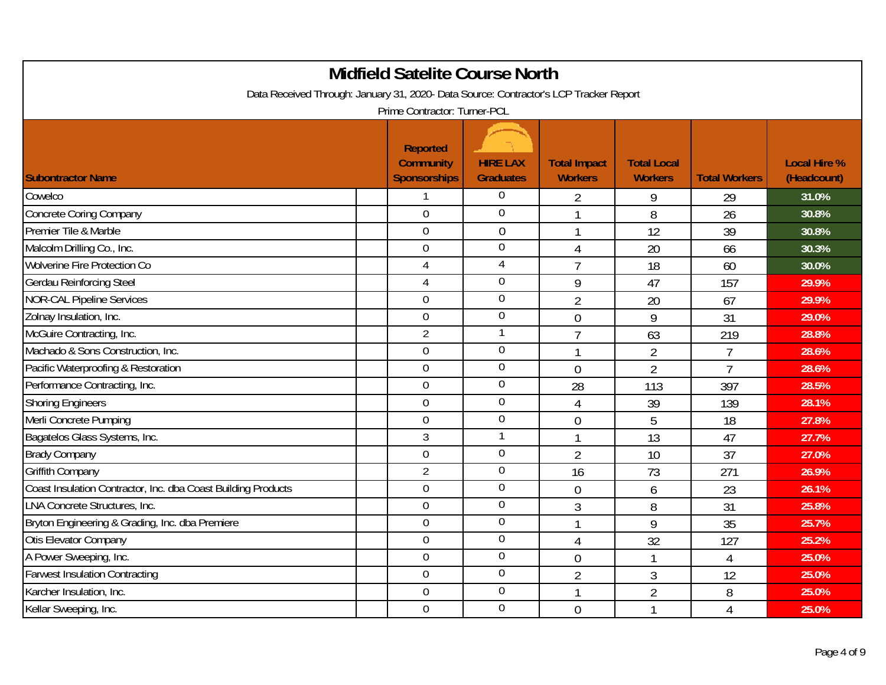# Midfield Satelite Course North

Data Received Through: January 31, 2020- Data Source: Contractor's LCP Tracker Report

Prime Contractor: Turner-PCL

| Subcontractor Name | Reported Community Sponsorships | HIRE LAX Graduates | Total Impact Workers | Total Local Workers | Total Workers | Local Hire % (Headcount) |
|---|---|---|---|---|---|---|
| Cowelco | 1 | 0 | 2 | 9 | 29 | 31.0% |
| Concrete Coring Company | 0 | 0 | 1 | 8 | 26 | 30.8% |
| Premier Tile & Marble | 0 | 0 | 1 | 12 | 39 | 30.8% |
| Malcolm Drilling Co., Inc. | 0 | 0 | 4 | 20 | 66 | 30.3% |
| Wolverine Fire Protection Co | 4 | 4 | 7 | 18 | 60 | 30.0% |
| Gerdau Reinforcing Steel | 4 | 0 | 9 | 47 | 157 | 29.9% |
| NOR-CAL Pipeline Services | 0 | 0 | 2 | 20 | 67 | 29.9% |
| Zolnay Insulation, Inc. | 0 | 0 | 0 | 9 | 31 | 29.0% |
| McGuire Contracting, Inc. | 2 | 1 | 7 | 63 | 219 | 28.8% |
| Machado & Sons Construction, Inc. | 0 | 0 | 1 | 2 | 7 | 28.6% |
| Pacific Waterproofing & Restoration | 0 | 0 | 0 | 2 | 7 | 28.6% |
| Performance Contracting, Inc. | 0 | 0 | 28 | 113 | 397 | 28.5% |
| Shoring Engineers | 0 | 0 | 4 | 39 | 139 | 28.1% |
| Merli Concrete Pumping | 0 | 0 | 0 | 5 | 18 | 27.8% |
| Bagatelos Glass Systems, Inc. | 3 | 1 | 1 | 13 | 47 | 27.7% |
| Brady Company | 0 | 0 | 2 | 10 | 37 | 27.0% |
| Griffith Company | 2 | 0 | 16 | 73 | 271 | 26.9% |
| Coast Insulation Contractor, Inc. dba Coast Building Products | 0 | 0 | 0 | 6 | 23 | 26.1% |
| LNA Concrete Structures, Inc. | 0 | 0 | 3 | 8 | 31 | 25.8% |
| Bryton Engineering & Grading, Inc. dba Premiere | 0 | 0 | 1 | 9 | 35 | 25.7% |
| Otis Elevator Company | 0 | 0 | 4 | 32 | 127 | 25.2% |
| A Power Sweeping, Inc. | 0 | 0 | 0 | 1 | 4 | 25.0% |
| Farwest Insulation Contracting | 0 | 0 | 2 | 3 | 12 | 25.0% |
| Karcher Insulation, Inc. | 0 | 0 | 1 | 2 | 8 | 25.0% |
| Kellar Sweeping, Inc. | 0 | 0 | 0 | 1 | 4 | 25.0% |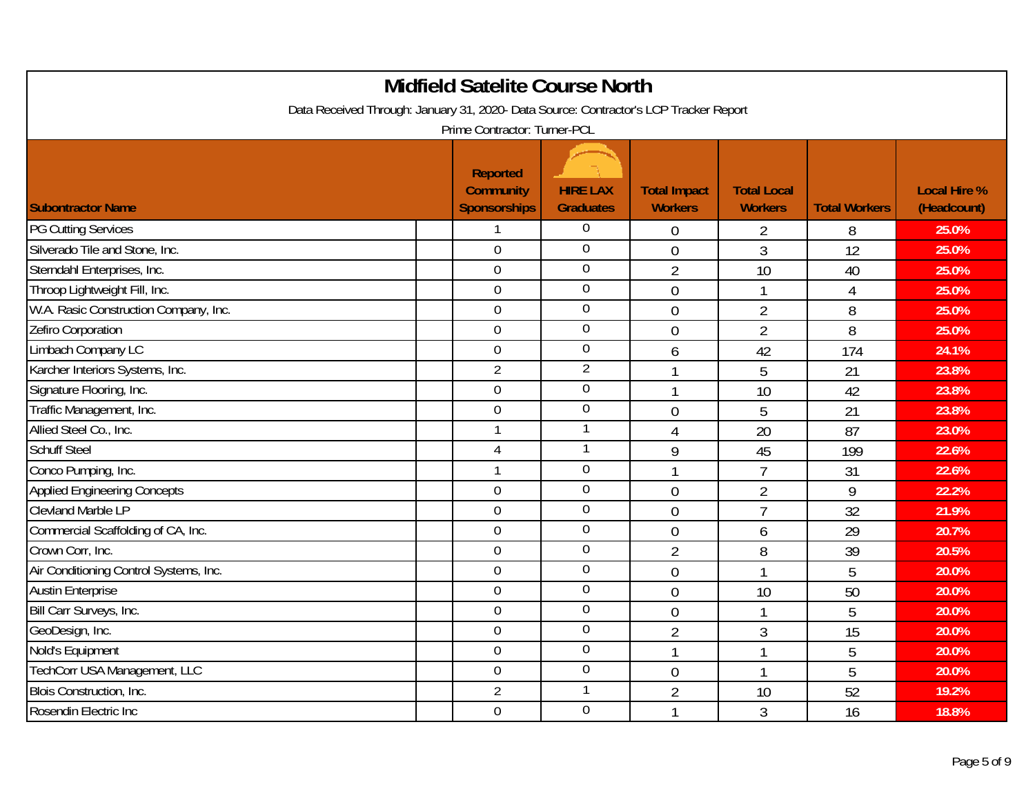# Midfield Satelite Course North

Data Received Through: January 31, 2020- Data Source: Contractor's LCP Tracker Report

Prime Contractor: Turner-PCL

| Subcontractor Name | Reported Community Sponsorships | HIRE LAX Graduates | Total Impact Workers | Total Local Workers | Total Workers | Local Hire % (Headcount) |
|---|---|---|---|---|---|---|
| PG Cutting Services | 1 | 0 | 0 | 2 | 8 | 25.0% |
| Silverado Tile and Stone, Inc. | 0 | 0 | 0 | 3 | 12 | 25.0% |
| Sterndahl Enterprises, Inc. | 0 | 0 | 2 | 10 | 40 | 25.0% |
| Throop Lightweight Fill, Inc. | 0 | 0 | 0 | 1 | 4 | 25.0% |
| W.A. Rasic Construction Company, Inc. | 0 | 0 | 0 | 2 | 8 | 25.0% |
| Zefiro Corporation | 0 | 0 | 0 | 2 | 8 | 25.0% |
| Limbach Company LC | 0 | 0 | 6 | 42 | 174 | 24.1% |
| Karcher Interiors Systems, Inc. | 2 | 2 | 1 | 5 | 21 | 23.8% |
| Signature Flooring, Inc. | 0 | 0 | 1 | 10 | 42 | 23.8% |
| Traffic Management, Inc. | 0 | 0 | 0 | 5 | 21 | 23.8% |
| Allied Steel Co., Inc. | 1 | 1 | 4 | 20 | 87 | 23.0% |
| Schuff Steel | 4 | 1 | 9 | 45 | 199 | 22.6% |
| Conco Pumping, Inc. | 1 | 0 | 1 | 7 | 31 | 22.6% |
| Applied Engineering Concepts | 0 | 0 | 0 | 2 | 9 | 22.2% |
| Clevland Marble LP | 0 | 0 | 0 | 7 | 32 | 21.9% |
| Commercial Scaffolding of CA, Inc. | 0 | 0 | 0 | 6 | 29 | 20.7% |
| Crown Corr, Inc. | 0 | 0 | 2 | 8 | 39 | 20.5% |
| Air Conditioning Control Systems, Inc. | 0 | 0 | 0 | 1 | 5 | 20.0% |
| Austin Enterprise | 0 | 0 | 0 | 10 | 50 | 20.0% |
| Bill Carr Surveys, Inc. | 0 | 0 | 0 | 1 | 5 | 20.0% |
| GeoDesign, Inc. | 0 | 0 | 2 | 3 | 15 | 20.0% |
| Nold's Equipment | 0 | 0 | 1 | 1 | 5 | 20.0% |
| TechCorr USA Management, LLC | 0 | 0 | 0 | 1 | 5 | 20.0% |
| Blois Construction, Inc. | 2 | 1 | 2 | 10 | 52 | 19.2% |
| Rosendin Electric Inc | 0 | 0 | 1 | 3 | 16 | 18.8% |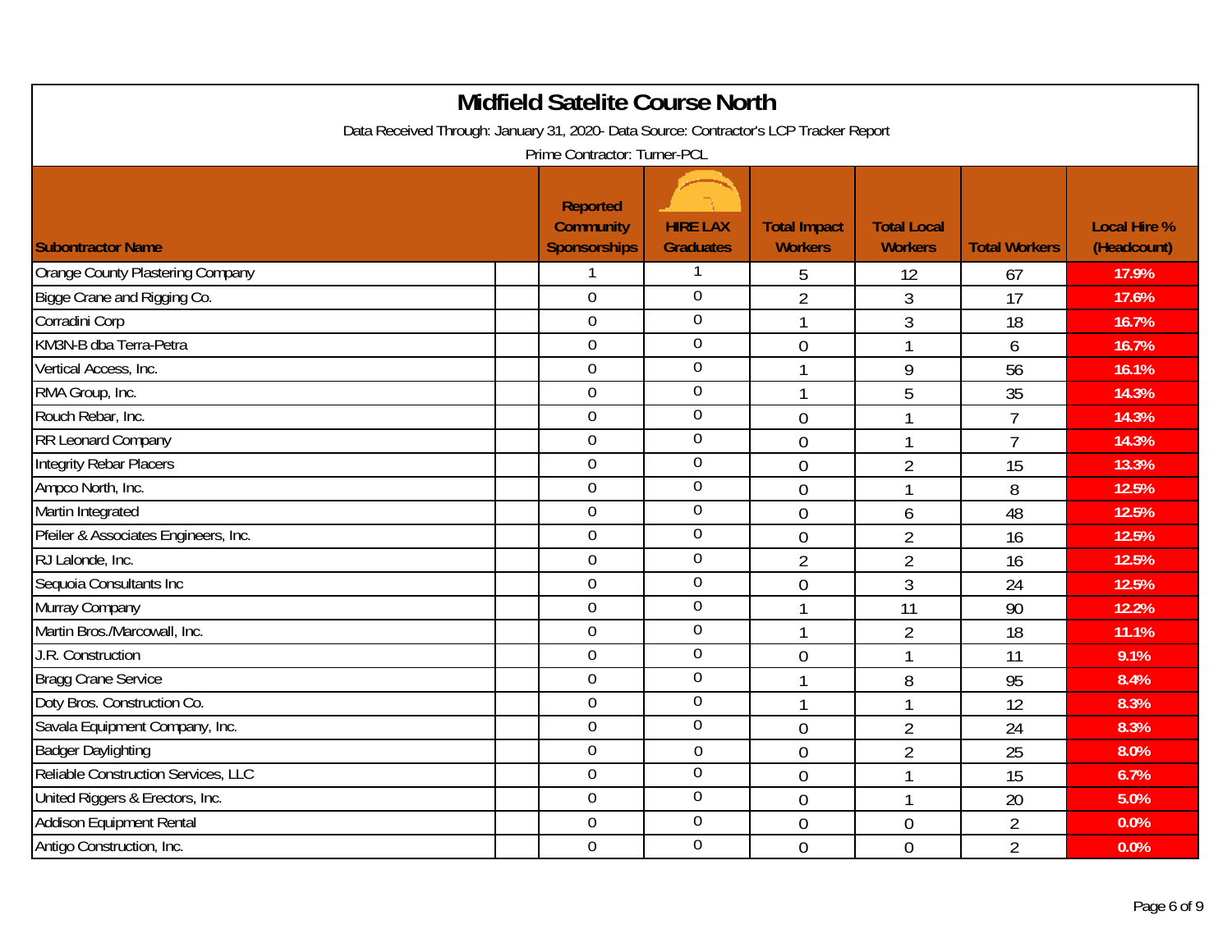# Midfield Satelite Course North

Data Received Through: January 31, 2020- Data Source: Contractor's LCP Tracker Report

Prime Contractor: Turner-PCL

| Subontractor Name | Reported Community Sponsorships | HIRE LAX Graduates | Total Impact Workers | Total Local Workers | Total Workers | Local Hire % (Headcount) |
|---|---|---|---|---|---|---|
| Orange County Plastering Company | 1 | 1 | 5 | 12 | 67 | 17.9% |
| Bigge Crane and Rigging Co. | 0 | 0 | 2 | 3 | 17 | 17.6% |
| Corradini Corp | 0 | 0 | 1 | 3 | 18 | 16.7% |
| KM3N-B dba Terra-Petra | 0 | 0 | 0 | 1 | 6 | 16.7% |
| Vertical Access, Inc. | 0 | 0 | 1 | 9 | 56 | 16.1% |
| RMA Group, Inc. | 0 | 0 | 1 | 5 | 35 | 14.3% |
| Rouch Rebar, Inc. | 0 | 0 | 0 | 1 | 7 | 14.3% |
| RR Leonard Company | 0 | 0 | 0 | 1 | 7 | 14.3% |
| Integrity Rebar Placers | 0 | 0 | 0 | 2 | 15 | 13.3% |
| Ampco North, Inc. | 0 | 0 | 0 | 1 | 8 | 12.5% |
| Martin Integrated | 0 | 0 | 0 | 6 | 48 | 12.5% |
| Pfeiler & Associates Engineers, Inc. | 0 | 0 | 0 | 2 | 16 | 12.5% |
| RJ Lalonde, Inc. | 0 | 0 | 2 | 2 | 16 | 12.5% |
| Sequoia Consultants Inc | 0 | 0 | 0 | 3 | 24 | 12.5% |
| Murray Company | 0 | 0 | 1 | 11 | 90 | 12.2% |
| Martin Bros./Marcowall, Inc. | 0 | 0 | 1 | 2 | 18 | 11.1% |
| J.R. Construction | 0 | 0 | 0 | 1 | 11 | 9.1% |
| Bragg Crane Service | 0 | 0 | 1 | 8 | 95 | 8.4% |
| Doty Bros. Construction Co. | 0 | 0 | 1 | 1 | 12 | 8.3% |
| Savala Equipment Company, Inc. | 0 | 0 | 0 | 2 | 24 | 8.3% |
| Badger Daylighting | 0 | 0 | 0 | 2 | 25 | 8.0% |
| Reliable Construction Services, LLC | 0 | 0 | 0 | 1 | 15 | 6.7% |
| United Riggers & Erectors, Inc. | 0 | 0 | 0 | 1 | 20 | 5.0% |
| Addison Equipment Rental | 0 | 0 | 0 | 0 | 2 | 0.0% |
| Antigo Construction, Inc. | 0 | 0 | 0 | 0 | 2 | 0.0% |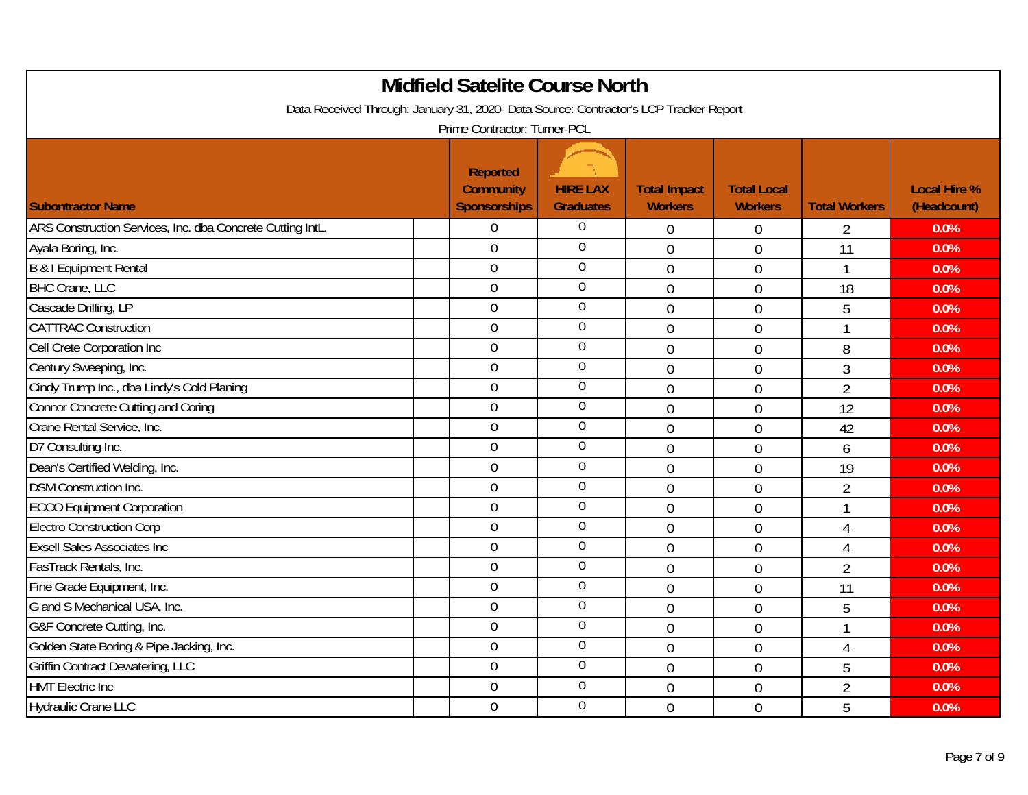# Midfield Satelite Course North

Data Received Through: January 31, 2020- Data Source: Contractor's LCP Tracker Report

Prime Contractor: Turner-PCL

| Subontractor Name | | Reported Community Sponsorships | HIRE LAX Graduates | Total Impact Workers | Total Local Workers | Total Workers | Local Hire % (Headcount) |
|---|---|---|---|---|---|---|---|
| ARS Construction Services, Inc. dba Concrete Cutting IntL. | | 0 | 0 | 0 | 0 | 2 | 0.0% |
| Ayala Boring, Inc. | | 0 | 0 | 0 | 0 | 11 | 0.0% |
| B & I Equipment Rental | | 0 | 0 | 0 | 0 | 1 | 0.0% |
| BHC Crane, LLC | | 0 | 0 | 0 | 0 | 18 | 0.0% |
| Cascade Drilling, LP | | 0 | 0 | 0 | 0 | 5 | 0.0% |
| CATTRAC Construction | | 0 | 0 | 0 | 0 | 1 | 0.0% |
| Cell Crete Corporation Inc | | 0 | 0 | 0 | 0 | 8 | 0.0% |
| Century Sweeping, Inc. | | 0 | 0 | 0 | 0 | 3 | 0.0% |
| Cindy Trump Inc., dba Lindy's Cold Planing | | 0 | 0 | 0 | 0 | 2 | 0.0% |
| Connor Concrete Cutting and Coring | | 0 | 0 | 0 | 0 | 12 | 0.0% |
| Crane Rental Service, Inc. | | 0 | 0 | 0 | 0 | 42 | 0.0% |
| D7 Consulting Inc. | | 0 | 0 | 0 | 0 | 6 | 0.0% |
| Dean's Certified Welding, Inc. | | 0 | 0 | 0 | 0 | 19 | 0.0% |
| DSM Construction Inc. | | 0 | 0 | 0 | 0 | 2 | 0.0% |
| ECCO Equipment Corporation | | 0 | 0 | 0 | 0 | 1 | 0.0% |
| Electro Construction Corp | | 0 | 0 | 0 | 0 | 4 | 0.0% |
| Exsell Sales Associates Inc | | 0 | 0 | 0 | 0 | 4 | 0.0% |
| FasTrack Rentals, Inc. | | 0 | 0 | 0 | 0 | 2 | 0.0% |
| Fine Grade Equipment, Inc. | | 0 | 0 | 0 | 0 | 11 | 0.0% |
| G and S Mechanical USA, Inc. | | 0 | 0 | 0 | 0 | 5 | 0.0% |
| G&F Concrete Cutting, Inc. | | 0 | 0 | 0 | 0 | 1 | 0.0% |
| Golden State Boring & Pipe Jacking, Inc. | | 0 | 0 | 0 | 0 | 4 | 0.0% |
| Griffin Contract Dewatering, LLC | | 0 | 0 | 0 | 0 | 5 | 0.0% |
| HMT Electric Inc | | 0 | 0 | 0 | 0 | 2 | 0.0% |
| Hydraulic Crane LLC | | 0 | 0 | 0 | 0 | 5 | 0.0% |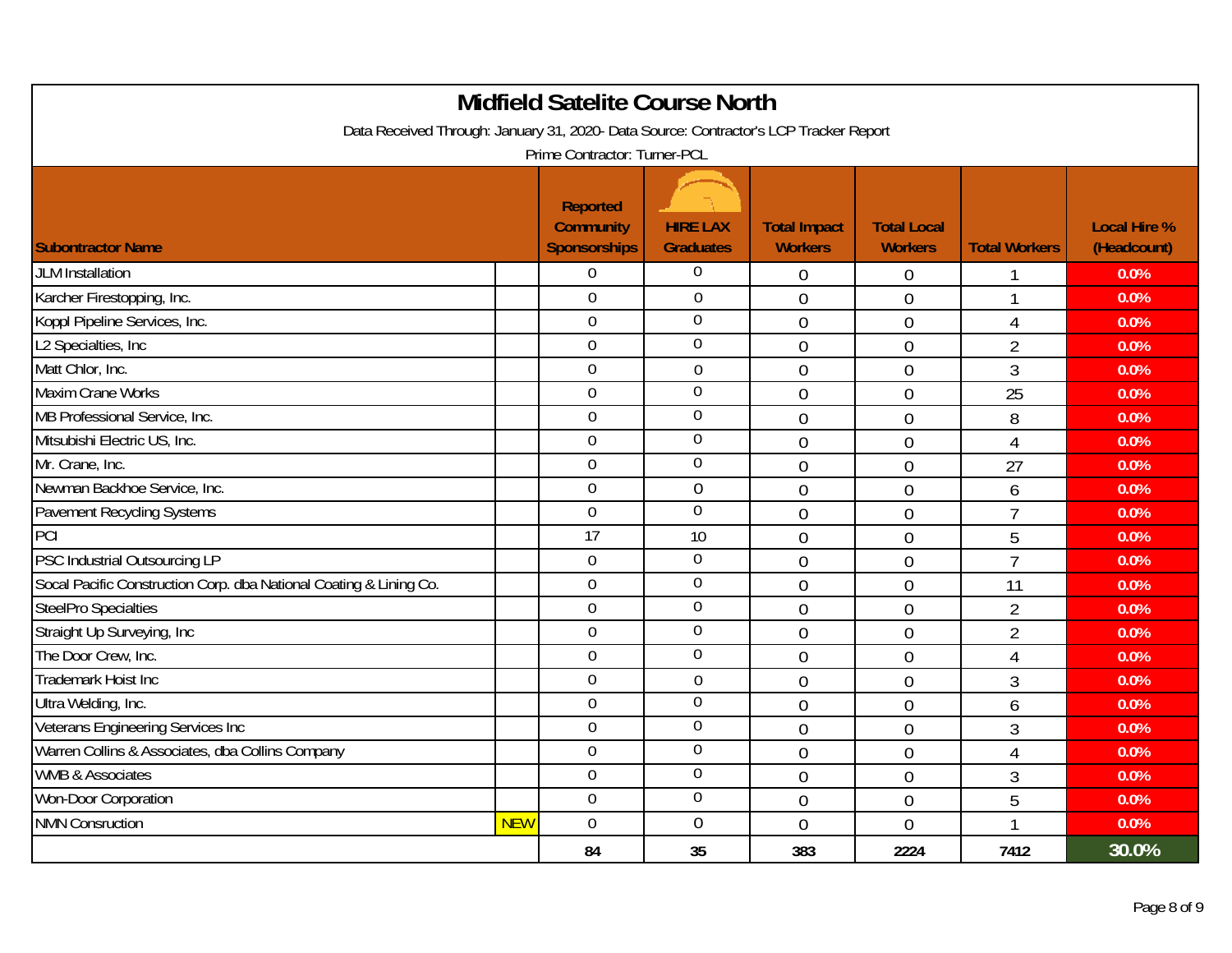# Midfield Satelite Course North

Data Received Through: January 31, 2020- Data Source: Contractor's LCP Tracker Report

Prime Contractor: Turner-PCL

| Subontractor Name | | Reported Community Sponsorships | HIRE LAX Graduates | Total Impact Workers | Total Local Workers | Total Workers | Local Hire % (Headcount) |
|---|---|---|---|---|---|---|---|
| JLM Installation | | 0 | 0 | 0 | 0 | 1 | 0.0% |
| Karcher Firestopping, Inc. | | 0 | 0 | 0 | 0 | 1 | 0.0% |
| Koppl Pipeline Services, Inc. | | 0 | 0 | 0 | 0 | 4 | 0.0% |
| L2 Specialties, Inc | | 0 | 0 | 0 | 0 | 2 | 0.0% |
| Matt Chlor, Inc. | | 0 | 0 | 0 | 0 | 3 | 0.0% |
| Maxim Crane Works | | 0 | 0 | 0 | 0 | 25 | 0.0% |
| MB Professional Service, Inc. | | 0 | 0 | 0 | 0 | 8 | 0.0% |
| Mitsubishi Electric US, Inc. | | 0 | 0 | 0 | 0 | 4 | 0.0% |
| Mr. Crane, Inc. | | 0 | 0 | 0 | 0 | 27 | 0.0% |
| Newman Backhoe Service, Inc. | | 0 | 0 | 0 | 0 | 6 | 0.0% |
| Pavement Recycling Systems | | 0 | 0 | 0 | 0 | 7 | 0.0% |
| PCI | | 17 | 10 | 0 | 0 | 5 | 0.0% |
| PSC Industrial Outsourcing LP | | 0 | 0 | 0 | 0 | 7 | 0.0% |
| Socal Pacific Construction Corp. dba National Coating & Lining Co. | | 0 | 0 | 0 | 0 | 11 | 0.0% |
| SteelPro Specialties | | 0 | 0 | 0 | 0 | 2 | 0.0% |
| Straight Up Surveying, Inc | | 0 | 0 | 0 | 0 | 2 | 0.0% |
| The Door Crew, Inc. | | 0 | 0 | 0 | 0 | 4 | 0.0% |
| Trademark Hoist Inc | | 0 | 0 | 0 | 0 | 3 | 0.0% |
| Ultra Welding, Inc. | | 0 | 0 | 0 | 0 | 6 | 0.0% |
| Veterans Engineering Services Inc | | 0 | 0 | 0 | 0 | 3 | 0.0% |
| Warren Collins & Associates, dba Collins Company | | 0 | 0 | 0 | 0 | 4 | 0.0% |
| WMB & Associates | | 0 | 0 | 0 | 0 | 3 | 0.0% |
| Won-Door Corporation | | 0 | 0 | 0 | 0 | 5 | 0.0% |
| NMN Consruction | NEW | 0 | 0 | 0 | 0 | 1 | 0.0% |
| | | 84 | 35 | 383 | 2224 | 7412 | 30.0% |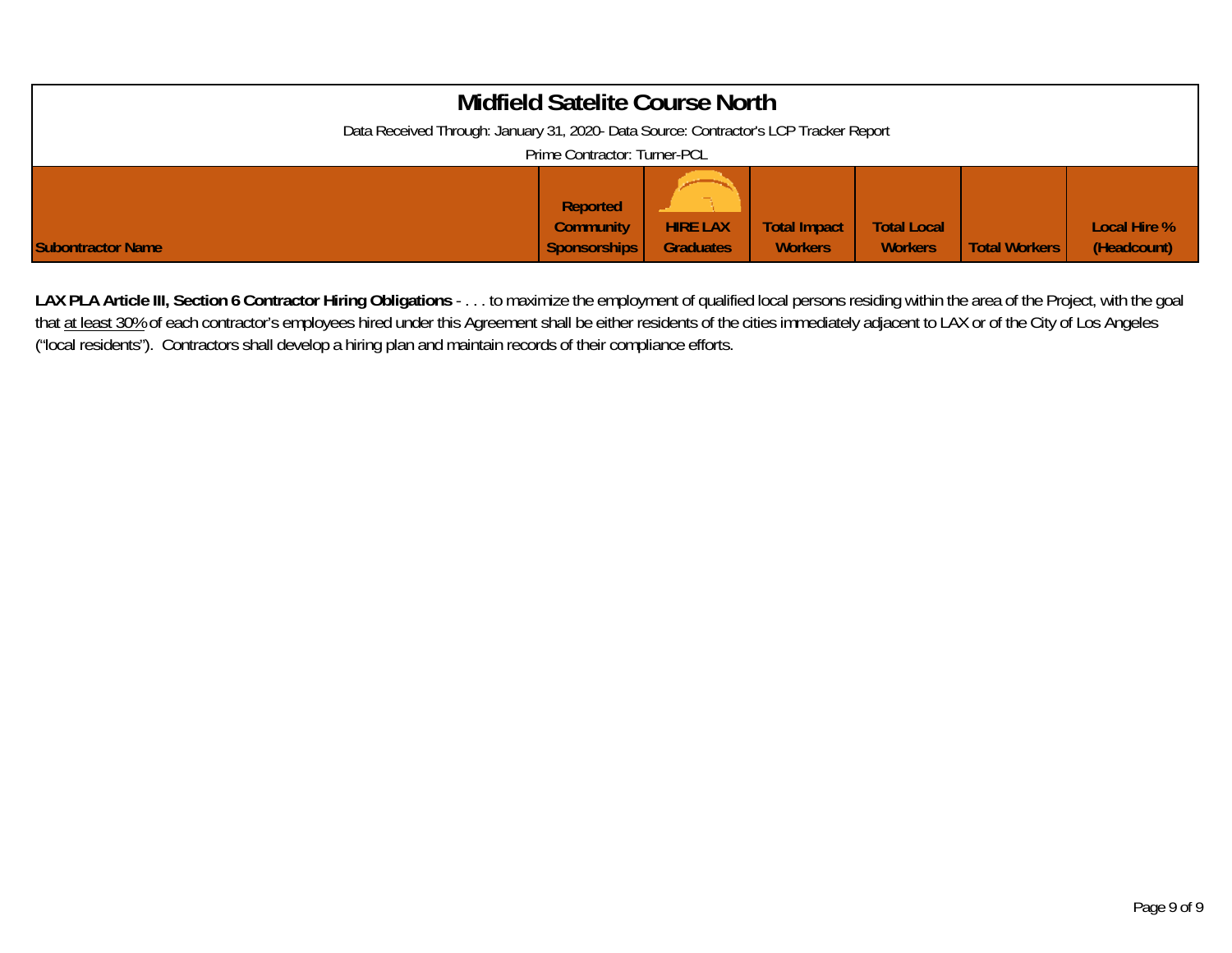| Midfield Satelite Course North | | | | | | |
|---|---|---|---|---|---|---|
| Data Received Through: January 31, 2020- Data Source: Contractor's LCP Tracker Report | | | | | | |
| Prime Contractor: Turner-PCL | | | | | | |
| Subontractor Name | Reported Community Sponsorships | HIRE LAX Graduates | Total Impact Workers | Total Local Workers | Total Workers | Local Hire % (Headcount) |

**LAX PLA Article III, Section 6 Contractor Hiring Obligations** - . . . to maximize the employment of qualified local persons residing within the area of the Project, with the goal that at least 30% of each contractor's employees hired under this Agreement shall be either residents of the cities immediately adjacent to LAX or of the City of Los Angeles ("local residents"). Contractors shall develop a hiring plan and maintain records of their compliance efforts.